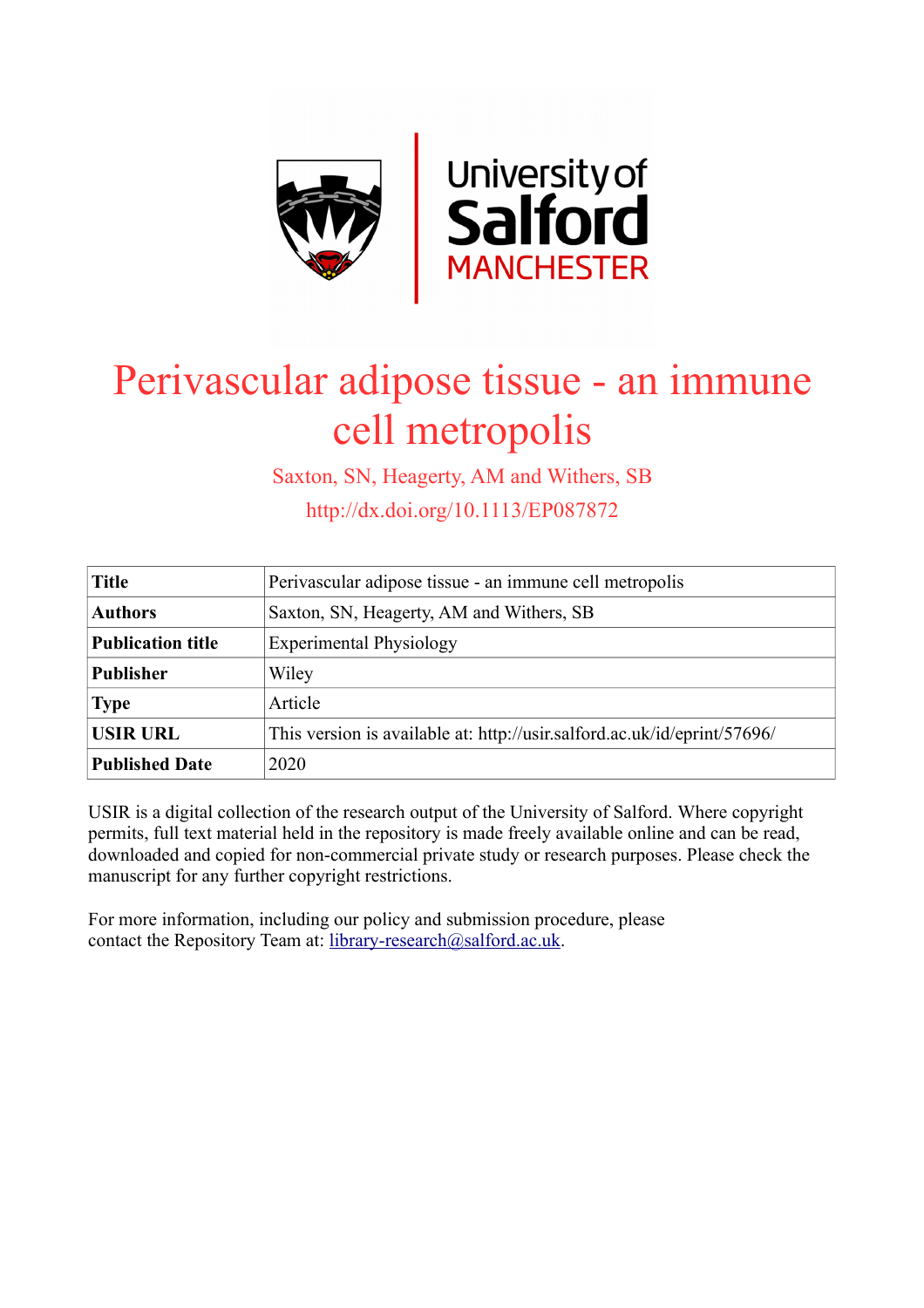# Perivascular adipose tissue - an immune cell metropolis

Saxton, SN, Heagerty, AM and Withers, SB

http://dx.doi.org/10.1113/EP087872

| **Title** | Perivascular adipose tissue - an immune cell metropolis |
|---|---|
| **Authors** | Saxton, SN, Heagerty, AM and Withers, SB |
| **Publication title** | Experimental Physiology |
| **Publisher** | Wiley |
| **Type** | Article |
| **USIR URL** | This version is available at: http://usir.salford.ac.uk/id/eprint/57696/ |
| **Published Date** | 2020 |

USIR is a digital collection of the research output of the University of Salford. Where copyright permits, full text material held in the repository is made freely available online and can be read, downloaded and copied for non-commercial private study or research purposes. Please check the manuscript for any further copyright restrictions.

For more information, including our policy and submission procedure, please contact the Repository Team at: library-research@salford.ac.uk.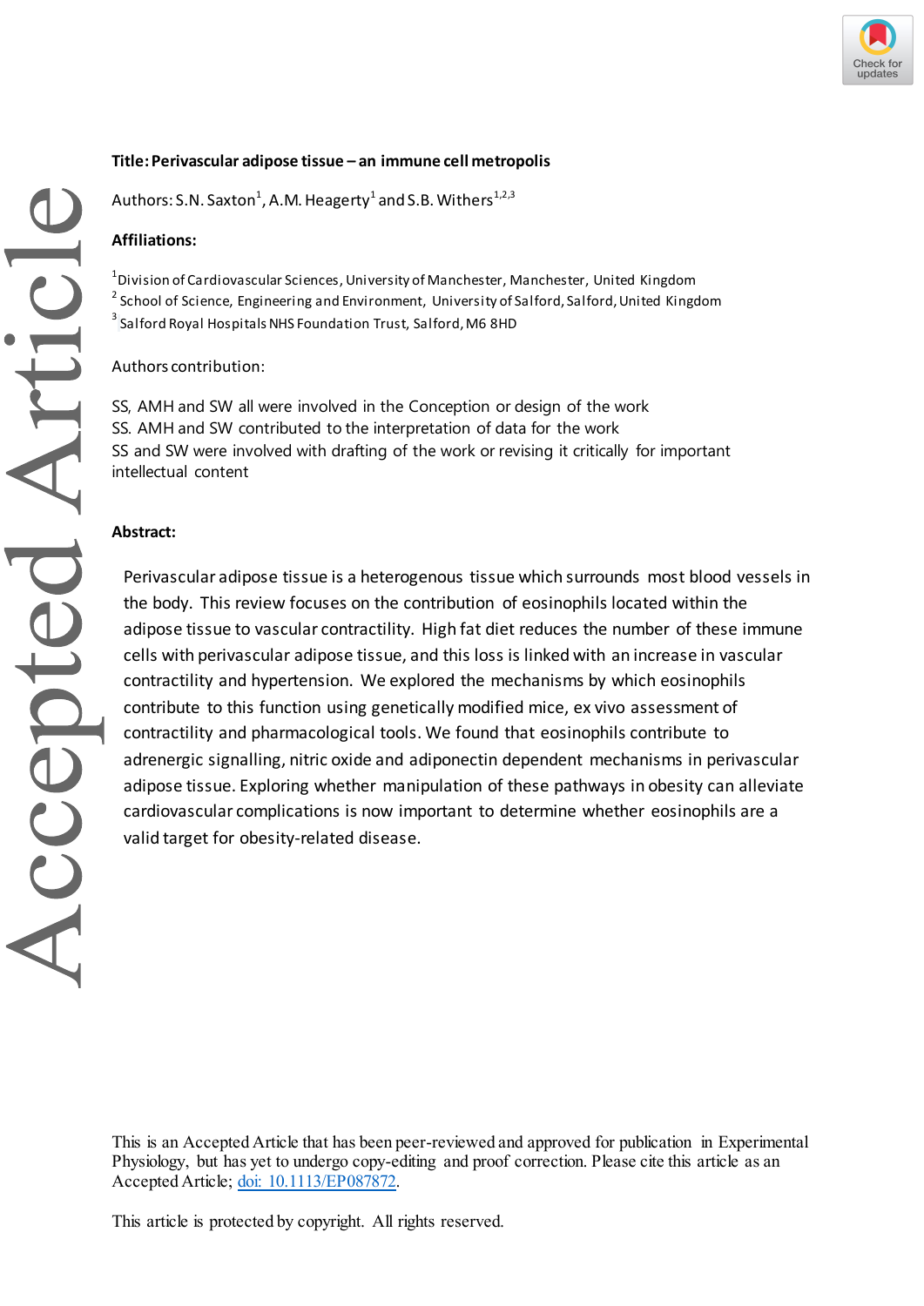**Title: Perivascular adipose tissue – an immune cell metropolis**

Authors: S.N. Saxton[1], A.M. Heagerty[1] and S.B. Withers[1,2,3]

**Affiliations:**

[1]Division of Cardiovascular Sciences, University of Manchester, Manchester, United Kingdom
[2] School of Science, Engineering and Environment, University of Salford, Salford, United Kingdom
[3] Salford Royal Hospitals NHS Foundation Trust, Salford, M6 8HD

Authors contribution:

SS, AMH and SW all were involved in the Conception or design of the work
SS. AMH and SW contributed to the interpretation of data for the work
SS and SW were involved with drafting of the work or revising it critically for important intellectual content

**Abstract:**

Perivascular adipose tissue is a heterogenous tissue which surrounds most blood vessels in the body. This review focuses on the contribution of eosinophils located within the adipose tissue to vascular contractility. High fat diet reduces the number of these immune cells with perivascular adipose tissue, and this loss is linked with an increase in vascular contractility and hypertension. We explored the mechanisms by which eosinophils contribute to this function using genetically modified mice, ex vivo assessment of contractility and pharmacological tools. We found that eosinophils contribute to adrenergic signalling, nitric oxide and adiponectin dependent mechanisms in perivascular adipose tissue. Exploring whether manipulation of these pathways in obesity can alleviate cardiovascular complications is now important to determine whether eosinophils are a valid target for obesity-related disease.

This is an Accepted Article that has been peer-reviewed and approved for publication in Experimental Physiology, but has yet to undergo copy-editing and proof correction. Please cite this article as an Accepted Article; doi: 10.1113/EP087872.

This article is protected by copyright. All rights reserved.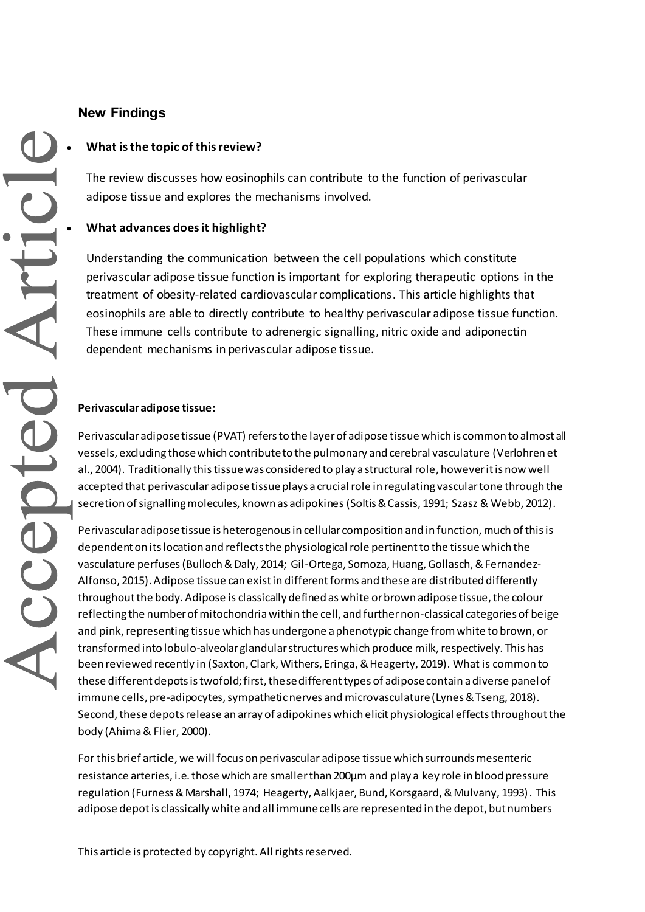## New Findings

- **What is the topic of this review?**

  The review discusses how eosinophils can contribute to the function of perivascular adipose tissue and explores the mechanisms involved.

- **What advances does it highlight?**

  Understanding the communication between the cell populations which constitute perivascular adipose tissue function is important for exploring therapeutic options in the treatment of obesity-related cardiovascular complications. This article highlights that eosinophils are able to directly contribute to healthy perivascular adipose tissue function. These immune cells contribute to adrenergic signalling, nitric oxide and adiponectin dependent mechanisms in perivascular adipose tissue.

**Perivascular adipose tissue:**

Perivascular adipose tissue (PVAT) refers to the layer of adipose tissue which is common to almost all vessels, excluding those which contribute to the pulmonary and cerebral vasculature (Verlohren et al., 2004). Traditionally this tissue was considered to play a structural role, however it is now well accepted that perivascular adipose tissue plays a crucial role in regulating vascular tone through the secretion of signalling molecules, known as adipokines (Soltis & Cassis, 1991; Szasz & Webb, 2012).

Perivascular adipose tissue is heterogenous in cellular composition and in function, much of this is dependent on its location and reflects the physiological role pertinent to the tissue which the vasculature perfuses (Bulloch & Daly, 2014; Gil-Ortega, Somoza, Huang, Gollasch, & Fernandez-Alfonso, 2015). Adipose tissue can exist in different forms and these are distributed differently throughout the body. Adipose is classically defined as white or brown adipose tissue, the colour reflecting the number of mitochondria within the cell, and further non-classical categories of beige and pink, representing tissue which has undergone a phenotypic change from white to brown, or transformed into lobulo-alveolar glandular structures which produce milk, respectively. This has been reviewed recently in (Saxton, Clark, Withers, Eringa, & Heagerty, 2019). What is common to these different depots is twofold; first, these different types of adipose contain a diverse panel of immune cells, pre-adipocytes, sympathetic nerves and microvasculature (Lynes & Tseng, 2018). Second, these depots release an array of adipokines which elicit physiological effects throughout the body (Ahima & Flier, 2000).

For this brief article, we will focus on perivascular adipose tissue which surrounds mesenteric resistance arteries, i.e. those which are smaller than 200µm and play a key role in blood pressure regulation (Furness & Marshall, 1974; Heagerty, Aalkjaer, Bund, Korsgaard, & Mulvany, 1993). This adipose depot is classically white and all immune cells are represented in the depot, but numbers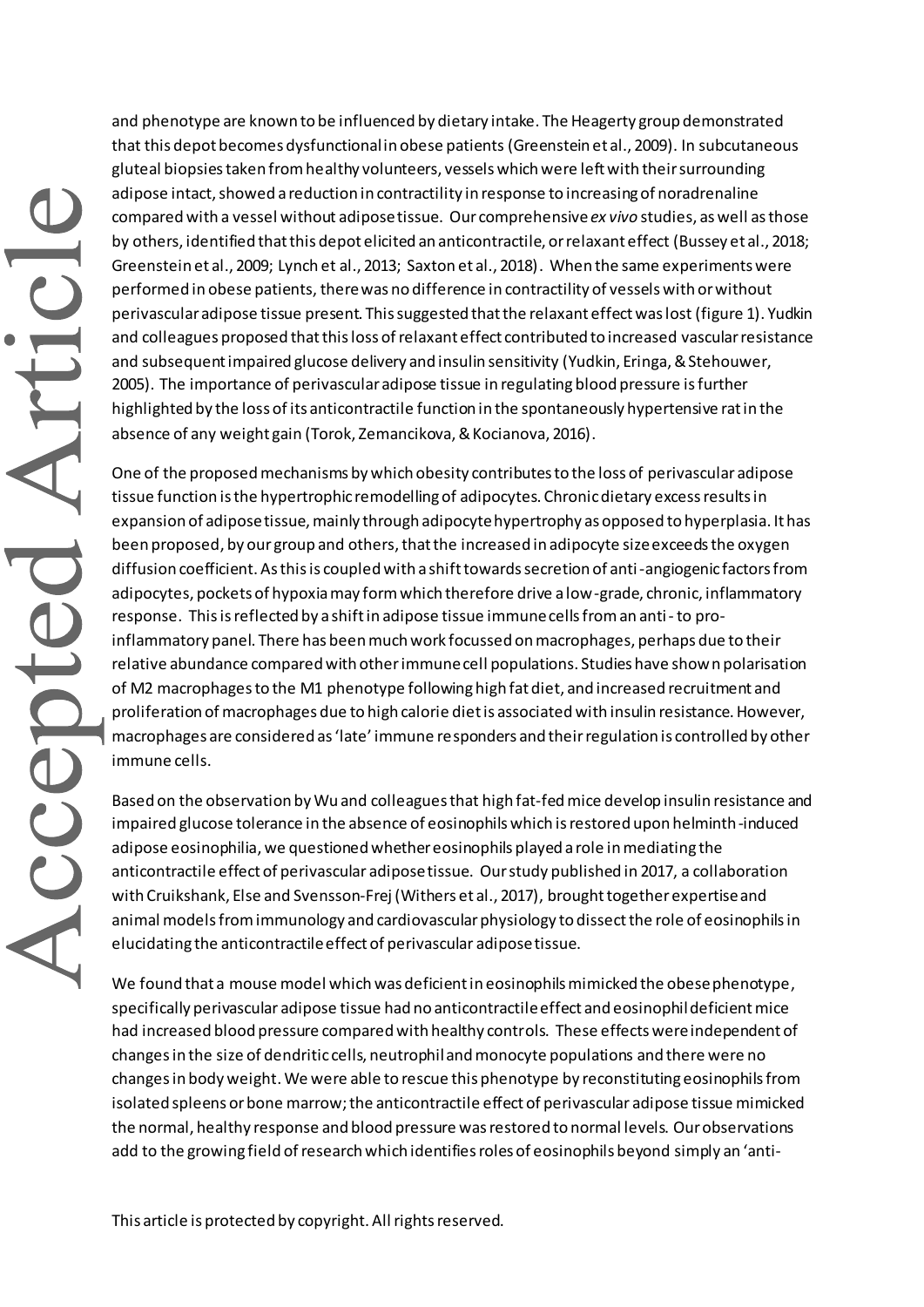and phenotype are known to be influenced by dietary intake. The Heagerty group demonstrated that this depot becomes dysfunctional in obese patients (Greenstein et al., 2009). In subcutaneous gluteal biopsies taken from healthy volunteers, vessels which were left with their surrounding adipose intact, showed a reduction in contractility in response to increasing of noradrenaline compared with a vessel without adipose tissue. Our comprehensive *ex vivo* studies, as well as those by others, identified that this depot elicited an anticontractile, or relaxant effect (Bussey et al., 2018; Greenstein et al., 2009; Lynch et al., 2013; Saxton et al., 2018). When the same experiments were performed in obese patients, there was no difference in contractility of vessels with or without perivascular adipose tissue present. This suggested that the relaxant effect was lost (figure 1). Yudkin and colleagues proposed that this loss of relaxant effect contributed to increased vascular resistance and subsequent impaired glucose delivery and insulin sensitivity (Yudkin, Eringa, & Stehouwer, 2005). The importance of perivascular adipose tissue in regulating blood pressure is further highlighted by the loss of its anticontractile function in the spontaneously hypertensive rat in the absence of any weight gain (Torok, Zemancikova, & Kocianova, 2016).

One of the proposed mechanisms by which obesity contributes to the loss of perivascular adipose tissue function is the hypertrophic remodelling of adipocytes. Chronic dietary excess results in expansion of adipose tissue, mainly through adipocyte hypertrophy as opposed to hyperplasia. It has been proposed, by our group and others, that the increased in adipocyte size exceeds the oxygen diffusion coefficient. As this is coupled with a shift towards secretion of anti-angiogenic factors from adipocytes, pockets of hypoxia may form which therefore drive a low-grade, chronic, inflammatory response. This is reflected by a shift in adipose tissue immune cells from an anti- to pro-inflammatory panel. There has been much work focussed on macrophages, perhaps due to their relative abundance compared with other immune cell populations. Studies have shown polarisation of M2 macrophages to the M1 phenotype following high fat diet, and increased recruitment and proliferation of macrophages due to high calorie diet is associated with insulin resistance. However, macrophages are considered as 'late' immune responders and their regulation is controlled by other immune cells.

Based on the observation by Wu and colleagues that high fat-fed mice develop insulin resistance and impaired glucose tolerance in the absence of eosinophils which is restored upon helminth-induced adipose eosinophilia, we questioned whether eosinophils played a role in mediating the anticontractile effect of perivascular adipose tissue. Our study published in 2017, a collaboration with Cruikshank, Else and Svensson-Frej (Withers et al., 2017), brought together expertise and animal models from immunology and cardiovascular physiology to dissect the role of eosinophils in elucidating the anticontractile effect of perivascular adipose tissue.

We found that a mouse model which was deficient in eosinophils mimicked the obese phenotype, specifically perivascular adipose tissue had no anticontractile effect and eosinophil deficient mice had increased blood pressure compared with healthy controls. These effects were independent of changes in the size of dendritic cells, neutrophil and monocyte populations and there were no changes in body weight. We were able to rescue this phenotype by reconstituting eosinophils from isolated spleens or bone marrow; the anticontractile effect of perivascular adipose tissue mimicked the normal, healthy response and blood pressure was restored to normal levels. Our observations add to the growing field of research which identifies roles of eosinophils beyond simply an 'anti-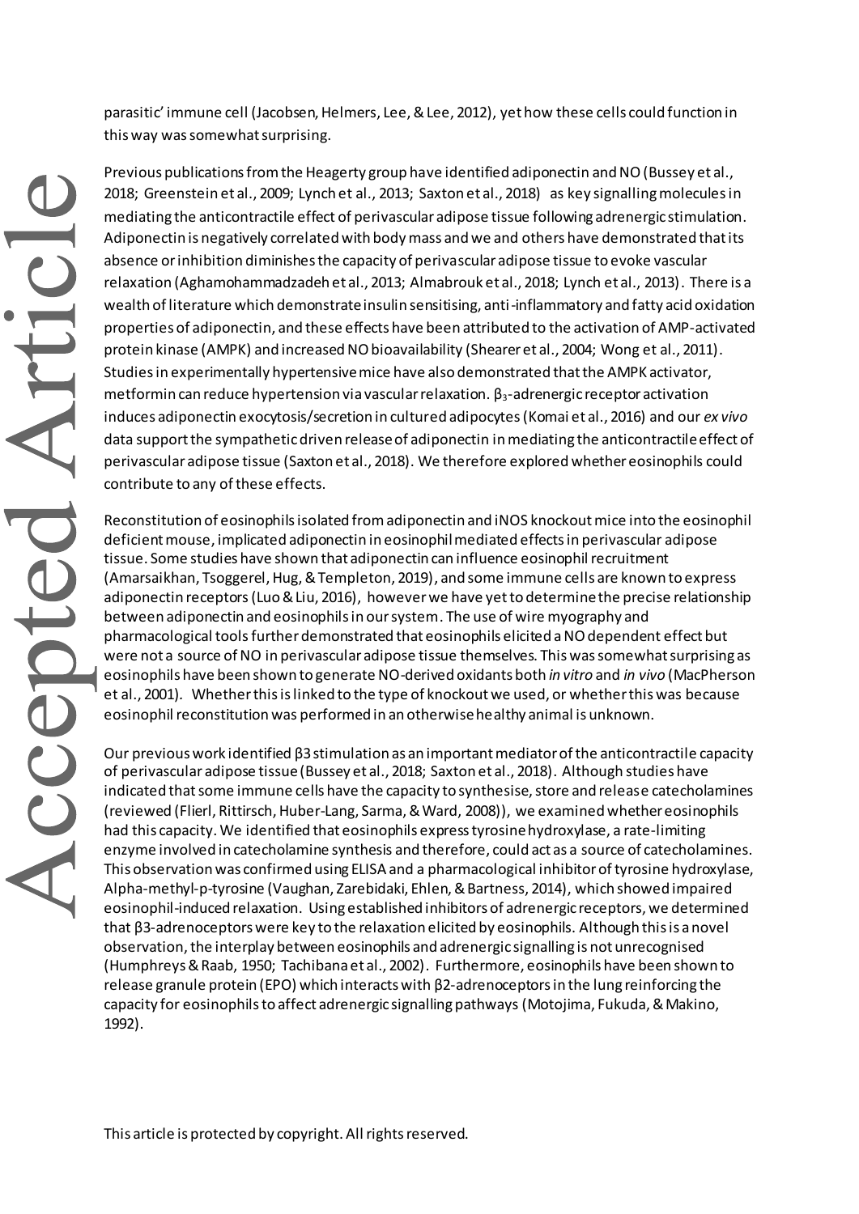parasitic' immune cell (Jacobsen, Helmers, Lee, & Lee, 2012), yet how these cells could function in this way was somewhat surprising.

Previous publications from the Heagerty group have identified adiponectin and NO (Bussey et al., 2018; Greenstein et al., 2009; Lynch et al., 2013; Saxton et al., 2018) as key signalling molecules in mediating the anticontractile effect of perivascular adipose tissue following adrenergic stimulation. Adiponectin is negatively correlated with body mass and we and others have demonstrated that its absence or inhibition diminishes the capacity of perivascular adipose tissue to evoke vascular relaxation (Aghamohammadzadeh et al., 2013; Almabrouk et al., 2018; Lynch et al., 2013). There is a wealth of literature which demonstrate insulin sensitising, anti-inflammatory and fatty acid oxidation properties of adiponectin, and these effects have been attributed to the activation of AMP-activated protein kinase (AMPK) and increased NO bioavailability (Shearer et al., 2004; Wong et al., 2011). Studies in experimentally hypertensive mice have also demonstrated that the AMPK activator, metformin can reduce hypertension via vascular relaxation. $\beta_3$-adrenergic receptor activation induces adiponectin exocytosis/secretion in cultured adipocytes (Komai et al., 2016) and our *ex vivo* data support the sympathetic driven release of adiponectin in mediating the anticontractile effect of perivascular adipose tissue (Saxton et al., 2018). We therefore explored whether eosinophils could contribute to any of these effects.

Reconstitution of eosinophils isolated from adiponectin and iNOS knockout mice into the eosinophil deficient mouse, implicated adiponectin in eosinophil mediated effects in perivascular adipose tissue. Some studies have shown that adiponectin can influence eosinophil recruitment (Amarsaikhan, Tsoggerel, Hug, & Templeton, 2019), and some immune cells are known to express adiponectin receptors (Luo & Liu, 2016), however we have yet to determine the precise relationship between adiponectin and eosinophils in our system. The use of wire myography and pharmacological tools further demonstrated that eosinophils elicited a NO dependent effect but were not a source of NO in perivascular adipose tissue themselves. This was somewhat surprising as eosinophils have been shown to generate NO-derived oxidants both *in vitro* and *in vivo* (MacPherson et al., 2001). Whether this is linked to the type of knockout we used, or whether this was because eosinophil reconstitution was performed in an otherwise healthy animal is unknown.

Our previous work identified β3 stimulation as an important mediator of the anticontractile capacity of perivascular adipose tissue (Bussey et al., 2018; Saxton et al., 2018). Although studies have indicated that some immune cells have the capacity to synthesise, store and release catecholamines (reviewed (Flierl, Rittirsch, Huber-Lang, Sarma, & Ward, 2008)), we examined whether eosinophils had this capacity. We identified that eosinophils express tyrosine hydroxylase, a rate-limiting enzyme involved in catecholamine synthesis and therefore, could act as a source of catecholamines. This observation was confirmed using ELISA and a pharmacological inhibitor of tyrosine hydroxylase, Alpha-methyl-p-tyrosine (Vaughan, Zarebidaki, Ehlen, & Bartness, 2014), which showed impaired eosinophil-induced relaxation. Using established inhibitors of adrenergic receptors, we determined that β3-adrenoceptors were key to the relaxation elicited by eosinophils. Although this is a novel observation, the interplay between eosinophils and adrenergic signalling is not unrecognised (Humphreys & Raab, 1950; Tachibana et al., 2002). Furthermore, eosinophils have been shown to release granule protein (EPO) which interacts with β2-adrenoceptors in the lung reinforcing the capacity for eosinophils to affect adrenergic signalling pathways (Motojima, Fukuda, & Makino, 1992).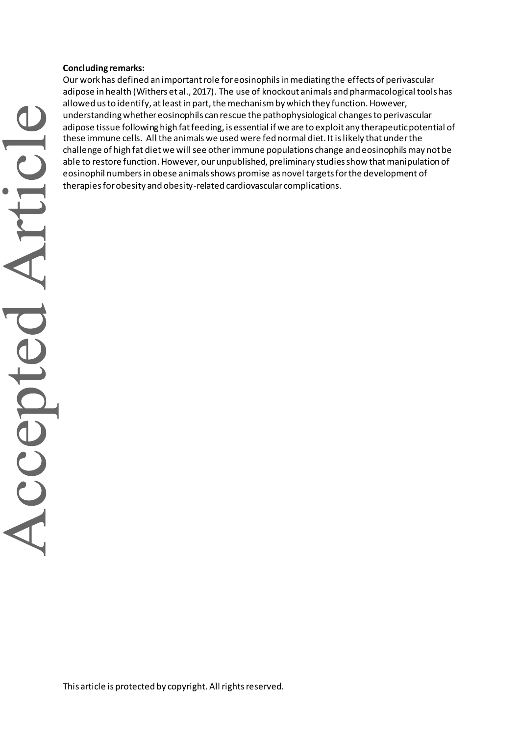**Concluding remarks:**

Our work has defined an important role for eosinophils in mediating the effects of perivascular adipose in health (Withers et al., 2017). The use of knockout animals and pharmacological tools has allowed us to identify, at least in part, the mechanism by which they function. However, understanding whether eosinophils can rescue the pathophysiological changes to perivascular adipose tissue following high fat feeding, is essential if we are to exploit any therapeutic potential of these immune cells. All the animals we used were fed normal diet. It is likely that under the challenge of high fat diet we will see other immune populations change and eosinophils may not be able to restore function. However, our unpublished, preliminary studies show that manipulation of eosinophil numbers in obese animals shows promise as novel targets for the development of therapies for obesity and obesity-related cardiovascular complications.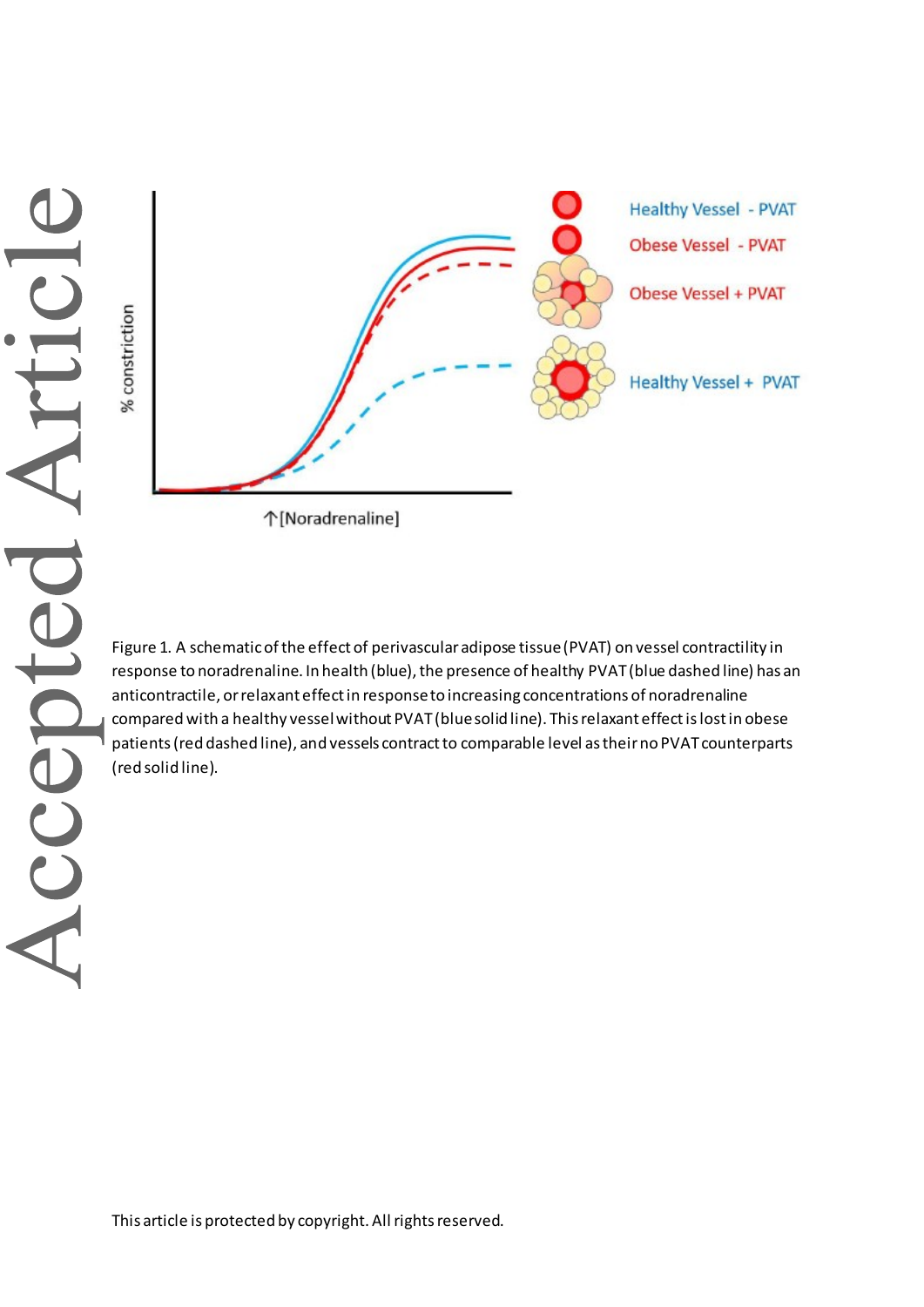Figure 1. A schematic of the effect of perivascular adipose tissue (PVAT) on vessel contractility in response to noradrenaline. In health (blue), the presence of healthy PVAT (blue dashed line) has an anticontractile, or relaxant effect in response to increasing concentrations of noradrenaline compared with a healthy vessel without PVAT (blue solid line). This relaxant effect is lost in obese patients (red dashed line), and vessels contract to comparable level as their no PVAT counterparts (red solid line).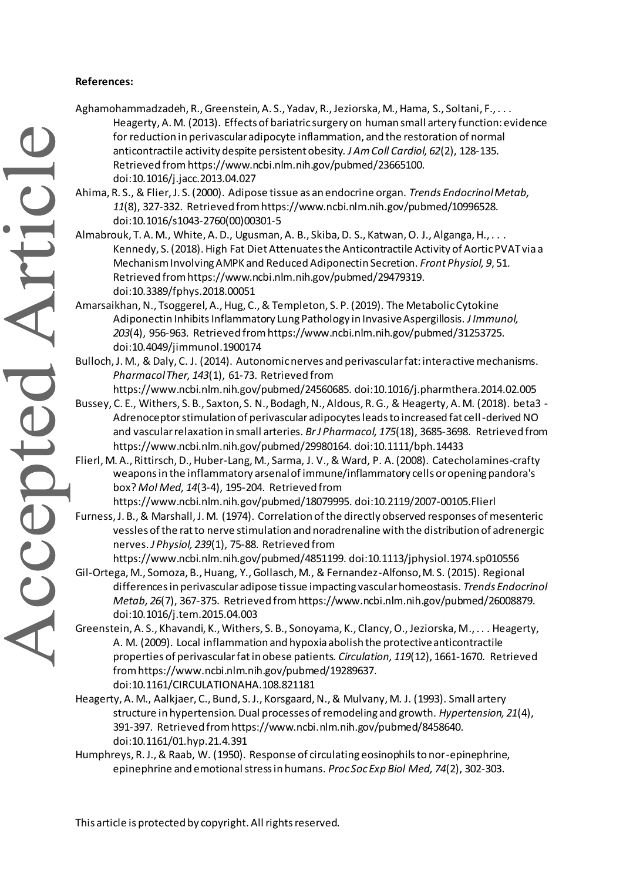**References:**

Aghamohammadzadeh, R., Greenstein, A. S., Yadav, R., Jeziorska, M., Hama, S., Soltani, F., . . . Heagerty, A. M. (2013). Effects of bariatric surgery on human small artery function: evidence for reduction in perivascular adipocyte inflammation, and the restoration of normal anticontractile activity despite persistent obesity. *J Am Coll Cardiol, 62*(2), 128-135. Retrieved from https://www.ncbi.nlm.nih.gov/pubmed/23665100. doi:10.1016/j.jacc.2013.04.027

Ahima, R. S., & Flier, J. S. (2000). Adipose tissue as an endocrine organ. *Trends Endocrinol Metab, 11*(8), 327-332. Retrieved from https://www.ncbi.nlm.nih.gov/pubmed/10996528. doi:10.1016/s1043-2760(00)00301-5

Almabrouk, T. A. M., White, A. D., Ugusman, A. B., Skiba, D. S., Katwan, O. J., Alganga, H., . . . Kennedy, S. (2018). High Fat Diet Attenuates the Anticontractile Activity of Aortic PVAT via a Mechanism Involving AMPK and Reduced Adiponectin Secretion. *Front Physiol, 9*, 51. Retrieved from https://www.ncbi.nlm.nih.gov/pubmed/29479319. doi:10.3389/fphys.2018.00051

Amarsaikhan, N., Tsoggerel, A., Hug, C., & Templeton, S. P. (2019). The Metabolic Cytokine Adiponectin Inhibits Inflammatory Lung Pathology in Invasive Aspergillosis. *J Immunol, 203*(4), 956-963. Retrieved from https://www.ncbi.nlm.nih.gov/pubmed/31253725. doi:10.4049/jimmunol.1900174

Bulloch, J. M., & Daly, C. J. (2014). Autonomic nerves and perivascular fat: interactive mechanisms. *Pharmacol Ther, 143*(1), 61-73. Retrieved from https://www.ncbi.nlm.nih.gov/pubmed/24560685. doi:10.1016/j.pharmthera.2014.02.005

Bussey, C. E., Withers, S. B., Saxton, S. N., Bodagh, N., Aldous, R. G., & Heagerty, A. M. (2018). beta3 - Adrenoceptor stimulation of perivascular adipocytes leads to increased fat cell-derived NO and vascular relaxation in small arteries. *Br J Pharmacol, 175*(18), 3685-3698. Retrieved from https://www.ncbi.nlm.nih.gov/pubmed/29980164. doi:10.1111/bph.14433

Flierl, M. A., Rittirsch, D., Huber-Lang, M., Sarma, J. V., & Ward, P. A. (2008). Catecholamines-crafty weapons in the inflammatory arsenal of immune/inflammatory cells or opening pandora's box? *Mol Med, 14*(3-4), 195-204. Retrieved from https://www.ncbi.nlm.nih.gov/pubmed/18079995. doi:10.2119/2007-00105.Flierl

Furness, J. B., & Marshall, J. M. (1974). Correlation of the directly observed responses of mesenteric vessles of the rat to nerve stimulation and noradrenaline with the distribution of adrenergic nerves. *J Physiol, 239*(1), 75-88. Retrieved from https://www.ncbi.nlm.nih.gov/pubmed/4851199. doi:10.1113/jphysiol.1974.sp010556

Gil-Ortega, M., Somoza, B., Huang, Y., Gollasch, M., & Fernandez-Alfonso, M. S. (2015). Regional differences in perivascular adipose tissue impacting vascular homeostasis. *Trends Endocrinol Metab, 26*(7), 367-375. Retrieved from https://www.ncbi.nlm.nih.gov/pubmed/26008879. doi:10.1016/j.tem.2015.04.003

Greenstein, A. S., Khavandi, K., Withers, S. B., Sonoyama, K., Clancy, O., Jeziorska, M., . . . Heagerty, A. M. (2009). Local inflammation and hypoxia abolish the protective anticontractile properties of perivascular fat in obese patients. *Circulation, 119*(12), 1661-1670. Retrieved from https://www.ncbi.nlm.nih.gov/pubmed/19289637. doi:10.1161/CIRCULATIONAHA.108.821181

Heagerty, A. M., Aalkjaer, C., Bund, S. J., Korsgaard, N., & Mulvany, M. J. (1993). Small artery structure in hypertension. Dual processes of remodeling and growth. *Hypertension, 21*(4), 391-397. Retrieved from https://www.ncbi.nlm.nih.gov/pubmed/8458640. doi:10.1161/01.hyp.21.4.391

Humphreys, R. J., & Raab, W. (1950). Response of circulating eosinophils to nor-epinephrine, epinephrine and emotional stress in humans. *Proc Soc Exp Biol Med, 74*(2), 302-303.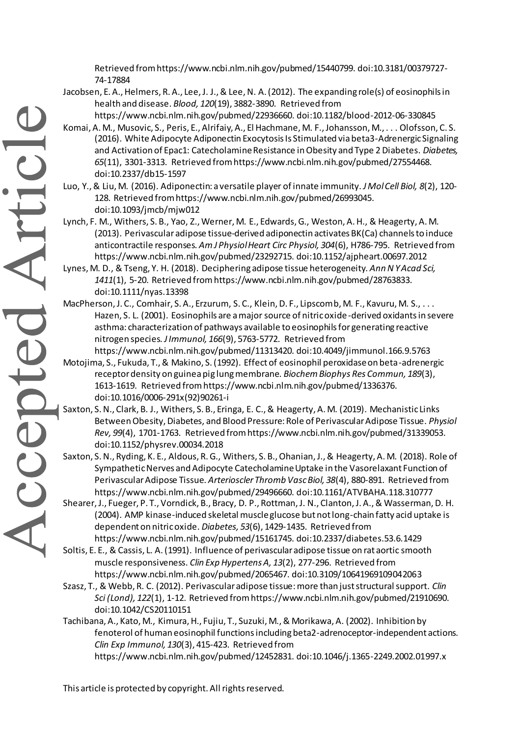Retrieved from https://www.ncbi.nlm.nih.gov/pubmed/15440799. doi:10.3181/00379727-74-17884

Jacobsen, E. A., Helmers, R. A., Lee, J. J., & Lee, N. A. (2012). The expanding role(s) of eosinophils in health and disease. *Blood, 120*(19), 3882-3890. Retrieved from https://www.ncbi.nlm.nih.gov/pubmed/22936660. doi:10.1182/blood-2012-06-330845

Komai, A. M., Musovic, S., Peris, E., Alrifaiy, A., El Hachmane, M. F., Johansson, M., . . . Olofsson, C. S. (2016). White Adipocyte Adiponectin Exocytosis Is Stimulated via beta3-Adrenergic Signaling and Activation of Epac1: Catecholamine Resistance in Obesity and Type 2 Diabetes. *Diabetes, 65*(11), 3301-3313. Retrieved from https://www.ncbi.nlm.nih.gov/pubmed/27554468. doi:10.2337/db15-1597

Luo, Y., & Liu, M. (2016). Adiponectin: a versatile player of innate immunity. *J Mol Cell Biol, 8*(2), 120-128. Retrieved from https://www.ncbi.nlm.nih.gov/pubmed/26993045. doi:10.1093/jmcb/mjw012

Lynch, F. M., Withers, S. B., Yao, Z., Werner, M. E., Edwards, G., Weston, A. H., & Heagerty, A. M. (2013). Perivascular adipose tissue-derived adiponectin activates BK(Ca) channels to induce anticontractile responses. *Am J Physiol Heart Circ Physiol, 304*(6), H786-795. Retrieved from https://www.ncbi.nlm.nih.gov/pubmed/23292715. doi:10.1152/ajpheart.00697.2012

Lynes, M. D., & Tseng, Y. H. (2018). Deciphering adipose tissue heterogeneity. *Ann N Y Acad Sci, 1411*(1), 5-20. Retrieved from https://www.ncbi.nlm.nih.gov/pubmed/28763833. doi:10.1111/nyas.13398

MacPherson, J. C., Comhair, S. A., Erzurum, S. C., Klein, D. F., Lipscomb, M. F., Kavuru, M. S., . . . Hazen, S. L. (2001). Eosinophils are a major source of nitric oxide-derived oxidants in severe asthma: characterization of pathways available to eosinophils for generating reactive nitrogen species. *J Immunol, 166*(9), 5763-5772. Retrieved from https://www.ncbi.nlm.nih.gov/pubmed/11313420. doi:10.4049/jimmunol.166.9.5763

Motojima, S., Fukuda, T., & Makino, S. (1992). Effect of eosinophil peroxidase on beta-adrenergic receptor density on guinea pig lung membrane. *Biochem Biophys Res Commun, 189*(3), 1613-1619. Retrieved from https://www.ncbi.nlm.nih.gov/pubmed/1336376. doi:10.1016/0006-291x(92)90261-i

Saxton, S. N., Clark, B. J., Withers, S. B., Eringa, E. C., & Heagerty, A. M. (2019). Mechanistic Links Between Obesity, Diabetes, and Blood Pressure: Role of Perivascular Adipose Tissue. *Physiol Rev, 99*(4), 1701-1763. Retrieved from https://www.ncbi.nlm.nih.gov/pubmed/31339053. doi:10.1152/physrev.00034.2018

Saxton, S. N., Ryding, K. E., Aldous, R. G., Withers, S. B., Ohanian, J., & Heagerty, A. M. (2018). Role of Sympathetic Nerves and Adipocyte Catecholamine Uptake in the Vasorelaxant Function of Perivascular Adipose Tissue. *Arterioscler Thromb Vasc Biol, 38*(4), 880-891. Retrieved from https://www.ncbi.nlm.nih.gov/pubmed/29496660. doi:10.1161/ATVBAHA.118.310777

Shearer, J., Fueger, P. T., Vorndick, B., Bracy, D. P., Rottman, J. N., Clanton, J. A., & Wasserman, D. H. (2004). AMP kinase-induced skeletal muscle glucose but not long-chain fatty acid uptake is dependent on nitric oxide. *Diabetes, 53*(6), 1429-1435. Retrieved from https://www.ncbi.nlm.nih.gov/pubmed/15161745. doi:10.2337/diabetes.53.6.1429

Soltis, E. E., & Cassis, L. A. (1991). Influence of perivascular adipose tissue on rat aortic smooth muscle responsiveness. *Clin Exp Hypertens A, 13*(2), 277-296. Retrieved from https://www.ncbi.nlm.nih.gov/pubmed/2065467. doi:10.3109/10641969109042063

Szasz, T., & Webb, R. C. (2012). Perivascular adipose tissue: more than just structural support. *Clin Sci (Lond), 122*(1), 1-12. Retrieved from https://www.ncbi.nlm.nih.gov/pubmed/21910690. doi:10.1042/CS20110151

Tachibana, A., Kato, M., Kimura, H., Fujiu, T., Suzuki, M., & Morikawa, A. (2002). Inhibition by fenoterol of human eosinophil functions including beta2-adrenoceptor-independent actions. *Clin Exp Immunol, 130*(3), 415-423. Retrieved from https://www.ncbi.nlm.nih.gov/pubmed/12452831. doi:10.1046/j.1365-2249.2002.01997.x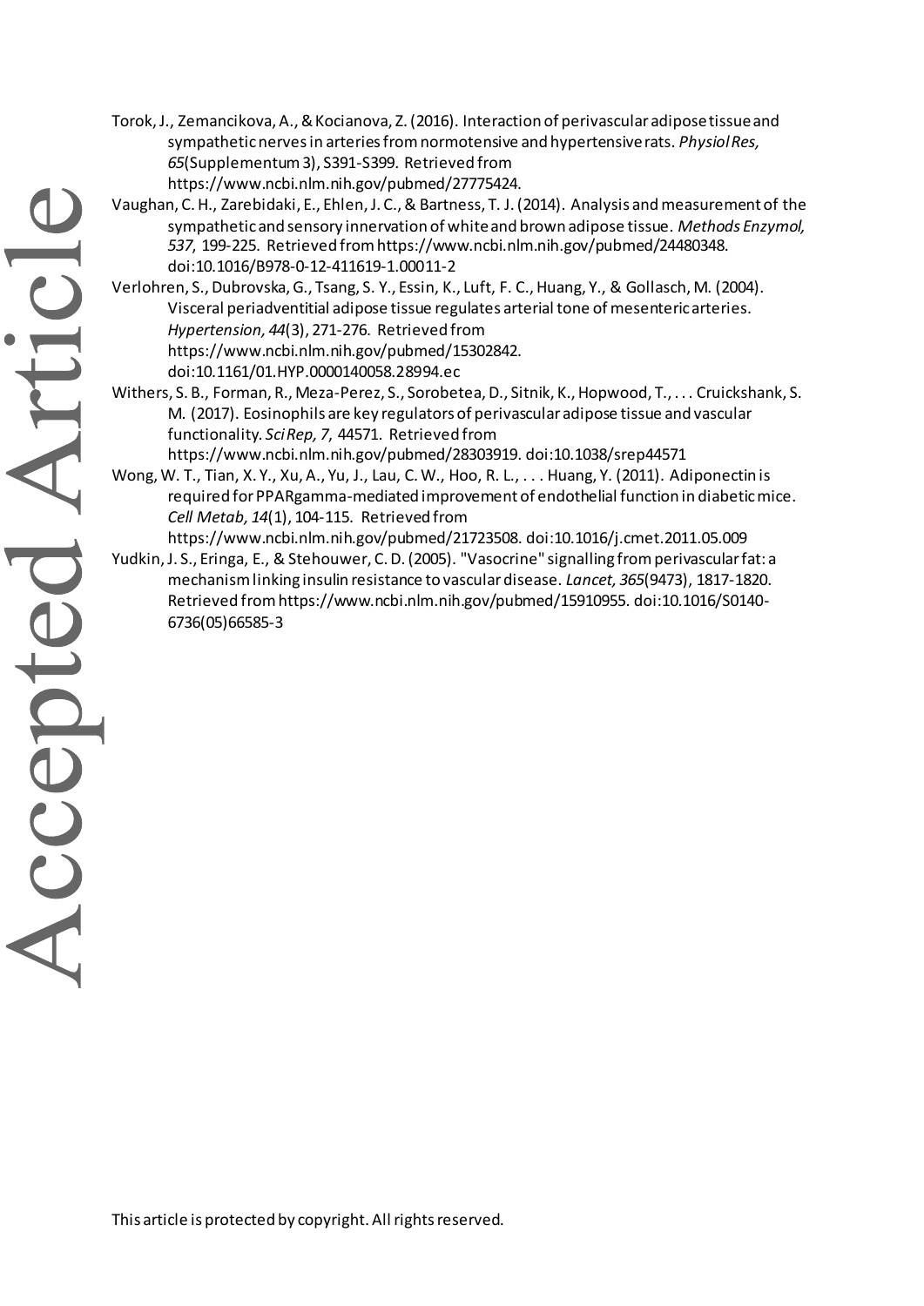Torok, J., Zemancikova, A., & Kocianova, Z. (2016). Interaction of perivascular adipose tissue and sympathetic nerves in arteries from normotensive and hypertensive rats. *Physiol Res, 65*(Supplementum 3), S391-S399. Retrieved from https://www.ncbi.nlm.nih.gov/pubmed/27775424.

Vaughan, C. H., Zarebidaki, E., Ehlen, J. C., & Bartness, T. J. (2014). Analysis and measurement of the sympathetic and sensory innervation of white and brown adipose tissue. *Methods Enzymol, 537*, 199-225. Retrieved from https://www.ncbi.nlm.nih.gov/pubmed/24480348. doi:10.1016/B978-0-12-411619-1.00011-2

Verlohren, S., Dubrovska, G., Tsang, S. Y., Essin, K., Luft, F. C., Huang, Y., & Gollasch, M. (2004). Visceral periadventitial adipose tissue regulates arterial tone of mesenteric arteries. *Hypertension, 44*(3), 271-276. Retrieved from https://www.ncbi.nlm.nih.gov/pubmed/15302842. doi:10.1161/01.HYP.0000140058.28994.ec

Withers, S. B., Forman, R., Meza-Perez, S., Sorobetea, D., Sitnik, K., Hopwood, T., . . . Cruickshank, S. M. (2017). Eosinophils are key regulators of perivascular adipose tissue and vascular functionality. *Sci Rep, 7*, 44571. Retrieved from https://www.ncbi.nlm.nih.gov/pubmed/28303919. doi:10.1038/srep44571

Wong, W. T., Tian, X. Y., Xu, A., Yu, J., Lau, C. W., Hoo, R. L., . . . Huang, Y. (2011). Adiponectin is required for PPARgamma-mediated improvement of endothelial function in diabetic mice. *Cell Metab, 14*(1), 104-115. Retrieved from https://www.ncbi.nlm.nih.gov/pubmed/21723508. doi:10.1016/j.cmet.2011.05.009

Yudkin, J. S., Eringa, E., & Stehouwer, C. D. (2005). "Vasocrine" signalling from perivascular fat: a mechanism linking insulin resistance to vascular disease. *Lancet, 365*(9473), 1817-1820. Retrieved from https://www.ncbi.nlm.nih.gov/pubmed/15910955. doi:10.1016/S0140-6736(05)66585-3